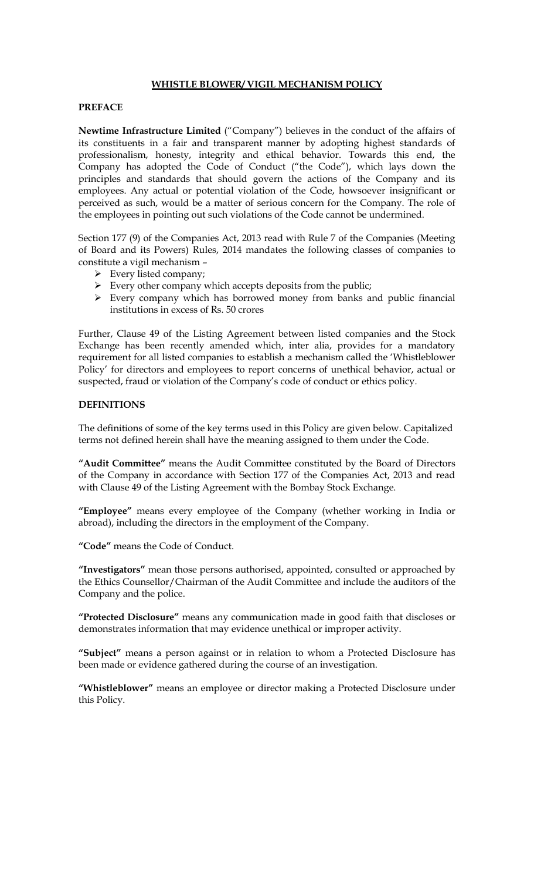# WHISTLE BLOWER/ VIGIL MECHANISM POLICY

## PREFACE

**Newtime Infrastructure Limited** ("Company") believes in the conduct of the affairs of its constituents in a fair and transparent manner by adopting highest standards of professionalism, honesty, integrity and ethical behavior. Towards this end, the Company has adopted the Code of Conduct ("the Code"), which lays down the principles and standards that should govern the actions of the Company and its employees. Any actual or potential violation of the Code, howsoever insignificant or perceived as such, would be a matter of serious concern for the Company. The role of the employees in pointing out such violations of the Code cannot be undermined.

Section 177 (9) of the Companies Act, 2013 read with Rule 7 of the Companies (Meeting of Board and its Powers) Rules, 2014 mandates the following classes of companies to constitute a vigil mechanism –

- Every listed company;
- Every other company which accepts deposits from the public;
- Every company which has borrowed money from banks and public financial institutions in excess of Rs. 50 crores

Further, Clause 49 of the Listing Agreement between listed companies and the Stock Exchange has been recently amended which, inter alia, provides for a mandatory requirement for all listed companies to establish a mechanism called the 'Whistleblower Policy' for directors and employees to report concerns of unethical behavior, actual or suspected, fraud or violation of the Company's code of conduct or ethics policy.

## DEFINITIONS

The definitions of some of the key terms used in this Policy are given below. Capitalized terms not defined herein shall have the meaning assigned to them under the Code.

**"Audit Committee"** means the Audit Committee constituted by the Board of Directors of the Company in accordance with Section 177 of the Companies Act, 2013 and read with Clause 49 of the Listing Agreement with the Bombay Stock Exchange.

**"Employee"** means every employee of the Company (whether working in India or abroad), including the directors in the employment of the Company.

**"Code"** means the Code of Conduct.

**"Investigators"** mean those persons authorised, appointed, consulted or approached by the Ethics Counsellor/Chairman of the Audit Committee and include the auditors of the Company and the police.

**"Protected Disclosure"** means any communication made in good faith that discloses or demonstrates information that may evidence unethical or improper activity.

**"Subject"** means a person against or in relation to whom a Protected Disclosure has been made or evidence gathered during the course of an investigation.

**"Whistleblower"** means an employee or director making a Protected Disclosure under this Policy.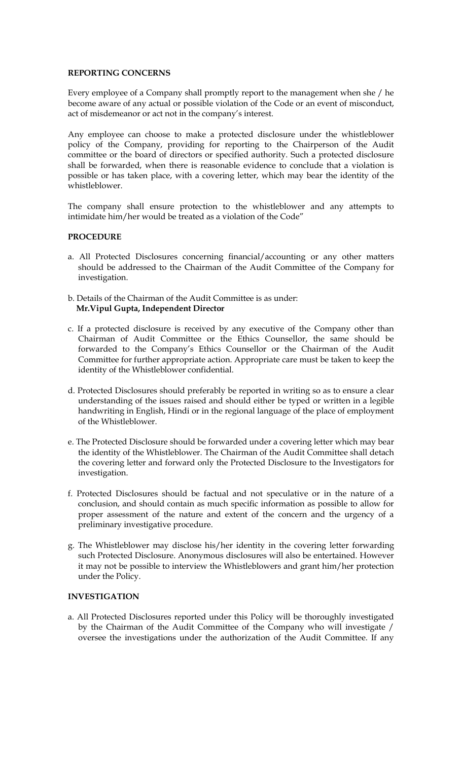**REPORTING CONCERNS**

Every employee of a Company shall promptly report to the management when she / he become aware of any actual or possible violation of the Code or an event of misconduct, act of misdemeanor or act not in the company's interest.

Any employee can choose to make a protected disclosure under the whistleblower policy of the Company, providing for reporting to the Chairperson of the Audit committee or the board of directors or specified authority. Such a protected disclosure shall be forwarded, when there is reasonable evidence to conclude that a violation is possible or has taken place, with a covering letter, which may bear the identity of the whistleblower.

The company shall ensure protection to the whistleblower and any attempts to intimidate him/her would be treated as a violation of the Code"

**PROCEDURE**

a. All Protected Disclosures concerning financial/accounting or any other matters should be addressed to the Chairman of the Audit Committee of the Company for investigation.

b. Details of the Chairman of the Audit Committee is as under:
**Mr.Vipul Gupta, Independent Director**

c. If a protected disclosure is received by any executive of the Company other than Chairman of Audit Committee or the Ethics Counsellor, the same should be forwarded to the Company's Ethics Counsellor or the Chairman of the Audit Committee for further appropriate action. Appropriate care must be taken to keep the identity of the Whistleblower confidential.

d. Protected Disclosures should preferably be reported in writing so as to ensure a clear understanding of the issues raised and should either be typed or written in a legible handwriting in English, Hindi or in the regional language of the place of employment of the Whistleblower.

e. The Protected Disclosure should be forwarded under a covering letter which may bear the identity of the Whistleblower. The Chairman of the Audit Committee shall detach the covering letter and forward only the Protected Disclosure to the Investigators for investigation.

f. Protected Disclosures should be factual and not speculative or in the nature of a conclusion, and should contain as much specific information as possible to allow for proper assessment of the nature and extent of the concern and the urgency of a preliminary investigative procedure.

g. The Whistleblower may disclose his/her identity in the covering letter forwarding such Protected Disclosure. Anonymous disclosures will also be entertained. However it may not be possible to interview the Whistleblowers and grant him/her protection under the Policy.

**INVESTIGATION**

a. All Protected Disclosures reported under this Policy will be thoroughly investigated by the Chairman of the Audit Committee of the Company who will investigate / oversee the investigations under the authorization of the Audit Committee. If any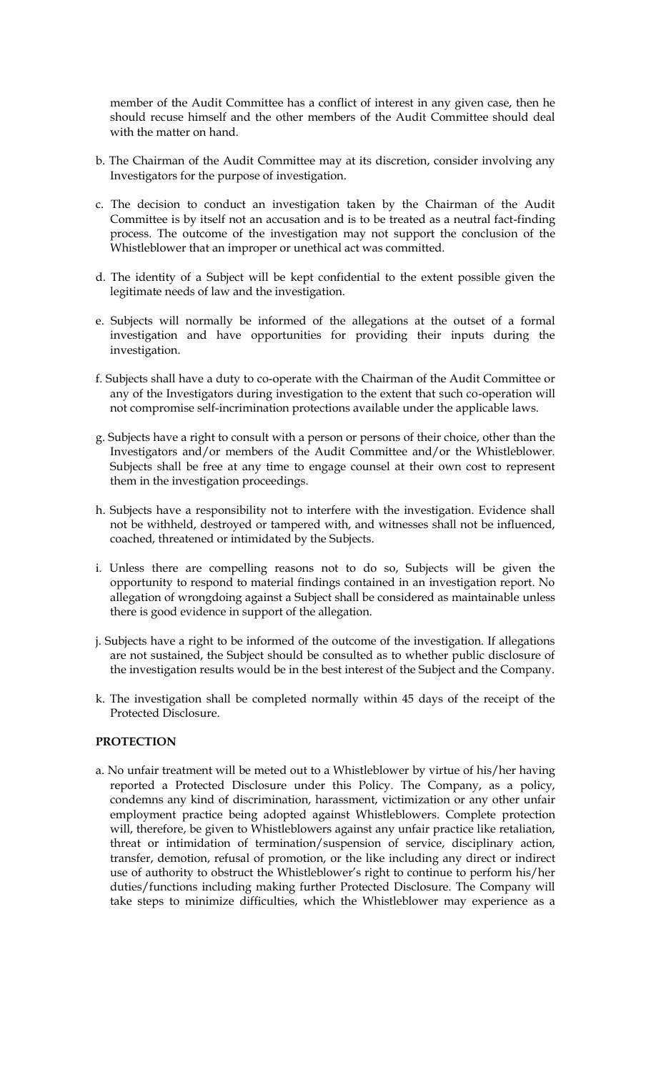member of the Audit Committee has a conflict of interest in any given case, then he should recuse himself and the other members of the Audit Committee should deal with the matter on hand.

b. The Chairman of the Audit Committee may at its discretion, consider involving any Investigators for the purpose of investigation.

c. The decision to conduct an investigation taken by the Chairman of the Audit Committee is by itself not an accusation and is to be treated as a neutral fact-finding process. The outcome of the investigation may not support the conclusion of the Whistleblower that an improper or unethical act was committed.

d. The identity of a Subject will be kept confidential to the extent possible given the legitimate needs of law and the investigation.

e. Subjects will normally be informed of the allegations at the outset of a formal investigation and have opportunities for providing their inputs during the investigation.

f. Subjects shall have a duty to co-operate with the Chairman of the Audit Committee or any of the Investigators during investigation to the extent that such co-operation will not compromise self-incrimination protections available under the applicable laws.

g. Subjects have a right to consult with a person or persons of their choice, other than the Investigators and/or members of the Audit Committee and/or the Whistleblower. Subjects shall be free at any time to engage counsel at their own cost to represent them in the investigation proceedings.

h. Subjects have a responsibility not to interfere with the investigation. Evidence shall not be withheld, destroyed or tampered with, and witnesses shall not be influenced, coached, threatened or intimidated by the Subjects.

i. Unless there are compelling reasons not to do so, Subjects will be given the opportunity to respond to material findings contained in an investigation report. No allegation of wrongdoing against a Subject shall be considered as maintainable unless there is good evidence in support of the allegation.

j. Subjects have a right to be informed of the outcome of the investigation. If allegations are not sustained, the Subject should be consulted as to whether public disclosure of the investigation results would be in the best interest of the Subject and the Company.

k. The investigation shall be completed normally within 45 days of the receipt of the Protected Disclosure.

**PROTECTION**

a. No unfair treatment will be meted out to a Whistleblower by virtue of his/her having reported a Protected Disclosure under this Policy. The Company, as a policy, condemns any kind of discrimination, harassment, victimization or any other unfair employment practice being adopted against Whistleblowers. Complete protection will, therefore, be given to Whistleblowers against any unfair practice like retaliation, threat or intimidation of termination/suspension of service, disciplinary action, transfer, demotion, refusal of promotion, or the like including any direct or indirect use of authority to obstruct the Whistleblower's right to continue to perform his/her duties/functions including making further Protected Disclosure. The Company will take steps to minimize difficulties, which the Whistleblower may experience as a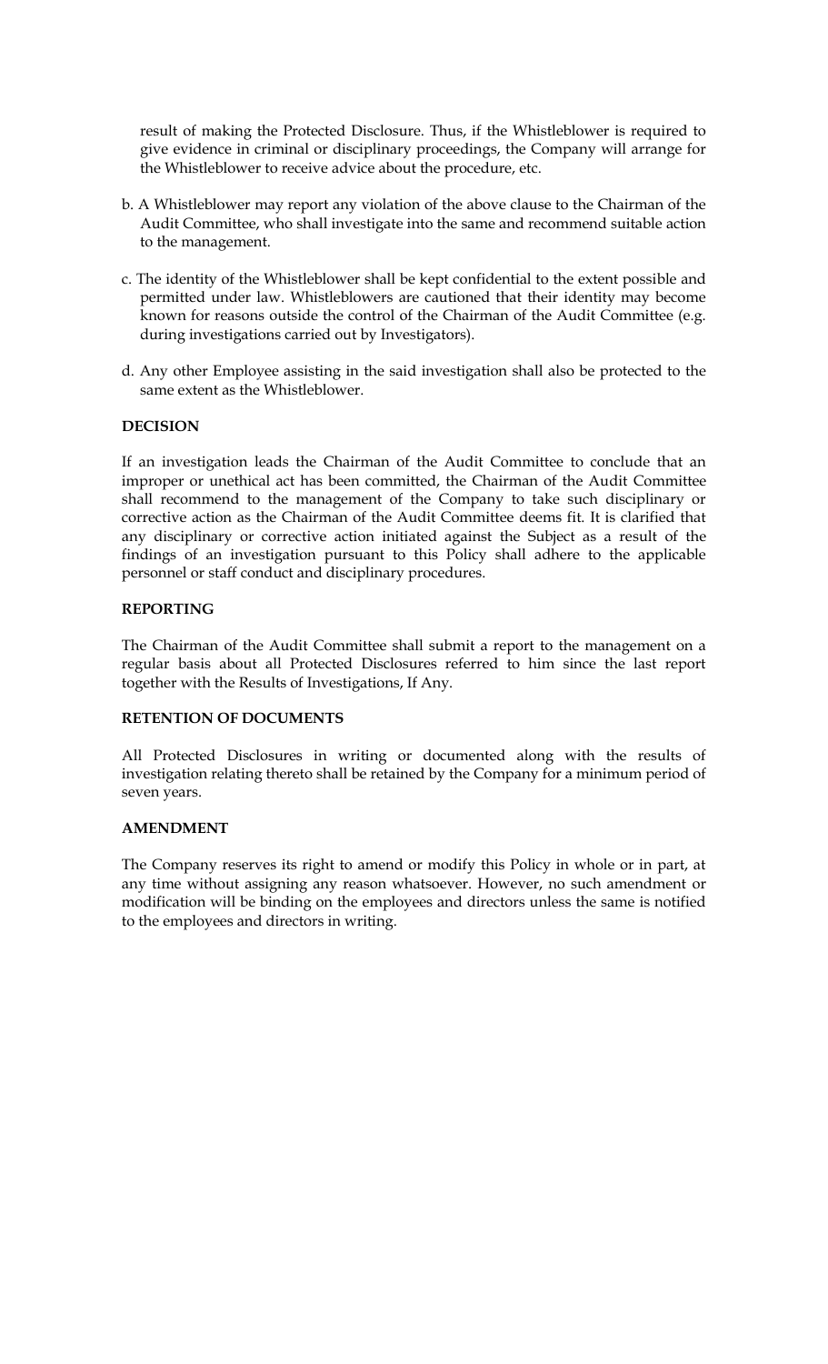result of making the Protected Disclosure. Thus, if the Whistleblower is required to give evidence in criminal or disciplinary proceedings, the Company will arrange for the Whistleblower to receive advice about the procedure, etc.

b. A Whistleblower may report any violation of the above clause to the Chairman of the Audit Committee, who shall investigate into the same and recommend suitable action to the management.

c. The identity of the Whistleblower shall be kept confidential to the extent possible and permitted under law. Whistleblowers are cautioned that their identity may become known for reasons outside the control of the Chairman of the Audit Committee (e.g. during investigations carried out by Investigators).

d. Any other Employee assisting in the said investigation shall also be protected to the same extent as the Whistleblower.

**DECISION**

If an investigation leads the Chairman of the Audit Committee to conclude that an improper or unethical act has been committed, the Chairman of the Audit Committee shall recommend to the management of the Company to take such disciplinary or corrective action as the Chairman of the Audit Committee deems fit. It is clarified that any disciplinary or corrective action initiated against the Subject as a result of the findings of an investigation pursuant to this Policy shall adhere to the applicable personnel or staff conduct and disciplinary procedures.

**REPORTING**

The Chairman of the Audit Committee shall submit a report to the management on a regular basis about all Protected Disclosures referred to him since the last report together with the Results of Investigations, If Any.

**RETENTION OF DOCUMENTS**

All Protected Disclosures in writing or documented along with the results of investigation relating thereto shall be retained by the Company for a minimum period of seven years.

**AMENDMENT**

The Company reserves its right to amend or modify this Policy in whole or in part, at any time without assigning any reason whatsoever. However, no such amendment or modification will be binding on the employees and directors unless the same is notified to the employees and directors in writing.